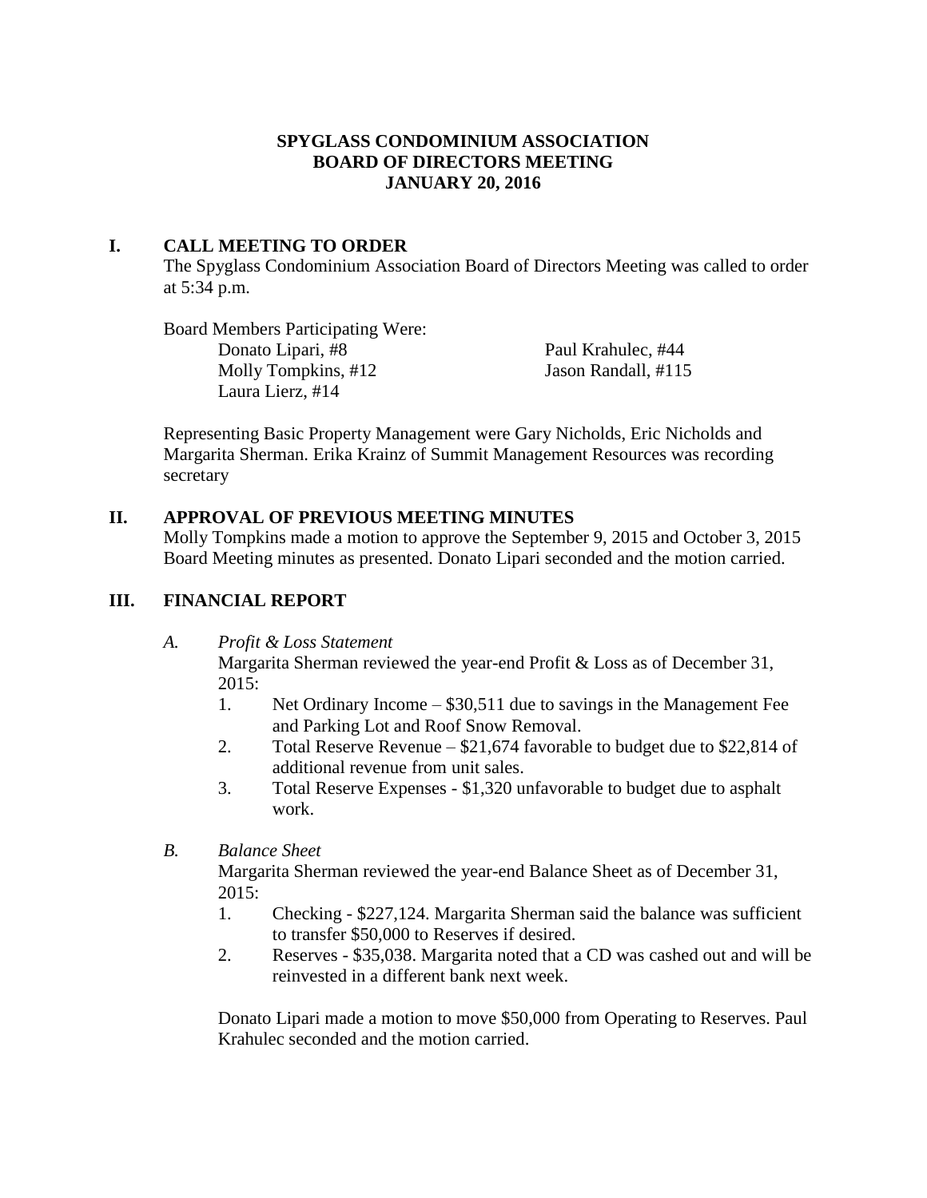# SPYGLASS CONDOMINIUM ASSOCIATION
# BOARD OF DIRECTORS MEETING
# JANUARY 20, 2016

## I. CALL MEETING TO ORDER

The Spyglass Condominium Association Board of Directors Meeting was called to order at 5:34 p.m.

Board Members Participating Were:

- Donato Lipari, #8
- Molly Tompkins, #12
- Laura Lierz, #14
- Paul Krahulec, #44
- Jason Randall, #115

Representing Basic Property Management were Gary Nicholds, Eric Nicholds and Margarita Sherman. Erika Krainz of Summit Management Resources was recording secretary

## II. APPROVAL OF PREVIOUS MEETING MINUTES

Molly Tompkins made a motion to approve the September 9, 2015 and October 3, 2015 Board Meeting minutes as presented. Donato Lipari seconded and the motion carried.

## III. FINANCIAL REPORT

### A. *Profit & Loss Statement*

Margarita Sherman reviewed the year-end Profit & Loss as of December 31, 2015:

1. Net Ordinary Income – $30,511 due to savings in the Management Fee and Parking Lot and Roof Snow Removal.
2. Total Reserve Revenue – $21,674 favorable to budget due to $22,814 of additional revenue from unit sales.
3. Total Reserve Expenses - $1,320 unfavorable to budget due to asphalt work.

### B. *Balance Sheet*

Margarita Sherman reviewed the year-end Balance Sheet as of December 31, 2015:

1. Checking - $227,124. Margarita Sherman said the balance was sufficient to transfer $50,000 to Reserves if desired.
2. Reserves - $35,038. Margarita noted that a CD was cashed out and will be reinvested in a different bank next week.

Donato Lipari made a motion to move $50,000 from Operating to Reserves. Paul Krahulec seconded and the motion carried.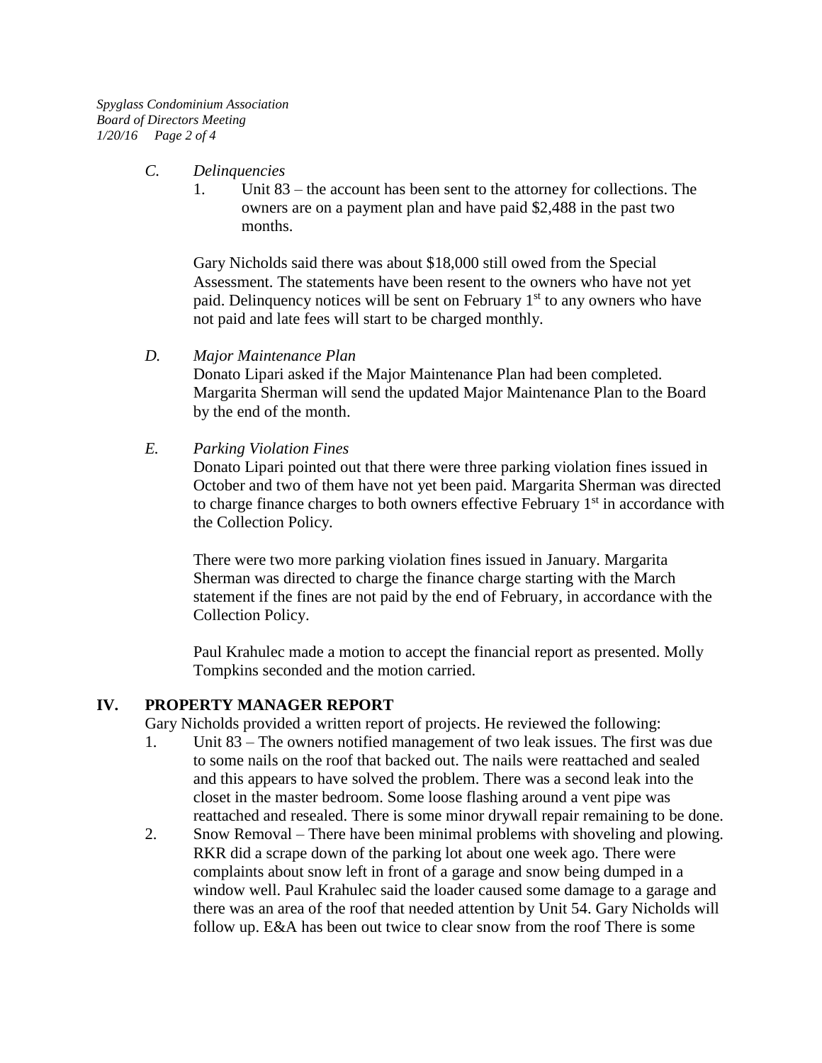*C. Delinquencies*

1. Unit 83 – the account has been sent to the attorney for collections. The owners are on a payment plan and have paid $2,488 in the past two months.

Gary Nicholds said there was about $18,000 still owed from the Special Assessment. The statements have been resent to the owners who have not yet paid. Delinquency notices will be sent on February 1st to any owners who have not paid and late fees will start to be charged monthly.

*D. Major Maintenance Plan*

Donato Lipari asked if the Major Maintenance Plan had been completed. Margarita Sherman will send the updated Major Maintenance Plan to the Board by the end of the month.

*E. Parking Violation Fines*

Donato Lipari pointed out that there were three parking violation fines issued in October and two of them have not yet been paid. Margarita Sherman was directed to charge finance charges to both owners effective February 1st in accordance with the Collection Policy.

There were two more parking violation fines issued in January. Margarita Sherman was directed to charge the finance charge starting with the March statement if the fines are not paid by the end of February, in accordance with the Collection Policy.

Paul Krahulec made a motion to accept the financial report as presented. Molly Tompkins seconded and the motion carried.

## IV. PROPERTY MANAGER REPORT

Gary Nicholds provided a written report of projects. He reviewed the following:

1. Unit 83 – The owners notified management of two leak issues. The first was due to some nails on the roof that backed out. The nails were reattached and sealed and this appears to have solved the problem. There was a second leak into the closet in the master bedroom. Some loose flashing around a vent pipe was reattached and resealed. There is some minor drywall repair remaining to be done.
2. Snow Removal – There have been minimal problems with shoveling and plowing. RKR did a scrape down of the parking lot about one week ago. There were complaints about snow left in front of a garage and snow being dumped in a window well. Paul Krahulec said the loader caused some damage to a garage and there was an area of the roof that needed attention by Unit 54. Gary Nicholds will follow up. E&A has been out twice to clear snow from the roof There is some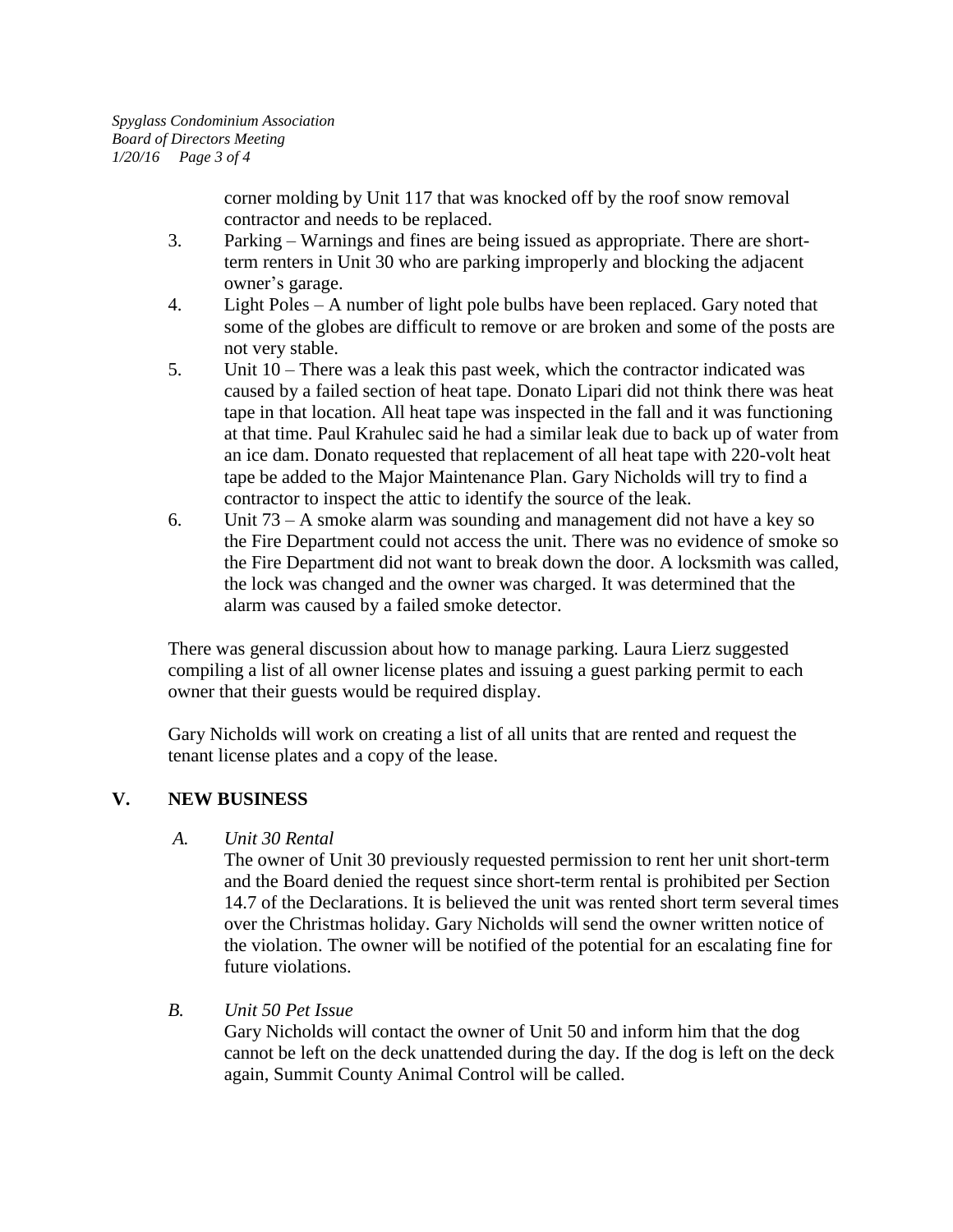corner molding by Unit 117 that was knocked off by the roof snow removal contractor and needs to be replaced.

3. Parking – Warnings and fines are being issued as appropriate. There are short-term renters in Unit 30 who are parking improperly and blocking the adjacent owner's garage.
4. Light Poles – A number of light pole bulbs have been replaced. Gary noted that some of the globes are difficult to remove or are broken and some of the posts are not very stable.
5. Unit 10 – There was a leak this past week, which the contractor indicated was caused by a failed section of heat tape. Donato Lipari did not think there was heat tape in that location. All heat tape was inspected in the fall and it was functioning at that time. Paul Krahulec said he had a similar leak due to back up of water from an ice dam. Donato requested that replacement of all heat tape with 220-volt heat tape be added to the Major Maintenance Plan. Gary Nicholds will try to find a contractor to inspect the attic to identify the source of the leak.
6. Unit 73 – A smoke alarm was sounding and management did not have a key so the Fire Department could not access the unit. There was no evidence of smoke so the Fire Department did not want to break down the door. A locksmith was called, the lock was changed and the owner was charged. It was determined that the alarm was caused by a failed smoke detector.

There was general discussion about how to manage parking. Laura Lierz suggested compiling a list of all owner license plates and issuing a guest parking permit to each owner that their guests would be required display.

Gary Nicholds will work on creating a list of all units that are rented and request the tenant license plates and a copy of the lease.

## V. NEW BUSINESS

*A. Unit 30 Rental*

The owner of Unit 30 previously requested permission to rent her unit short-term and the Board denied the request since short-term rental is prohibited per Section 14.7 of the Declarations. It is believed the unit was rented short term several times over the Christmas holiday. Gary Nicholds will send the owner written notice of the violation. The owner will be notified of the potential for an escalating fine for future violations.

*B. Unit 50 Pet Issue*

Gary Nicholds will contact the owner of Unit 50 and inform him that the dog cannot be left on the deck unattended during the day. If the dog is left on the deck again, Summit County Animal Control will be called.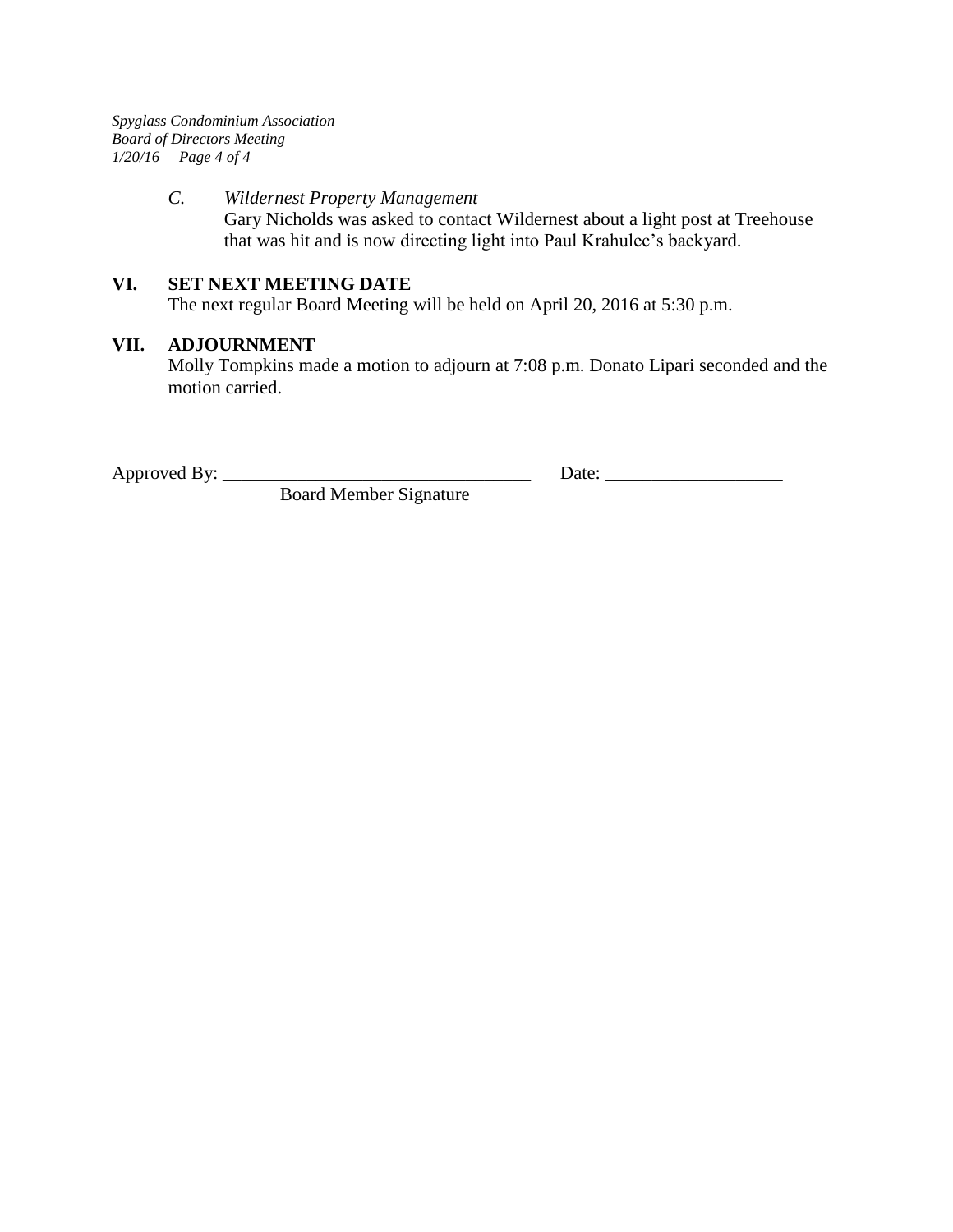*C. Wildernest Property Management*

Gary Nicholds was asked to contact Wildernest about a light post at Treehouse that was hit and is now directing light into Paul Krahulec's backyard.

## VI. SET NEXT MEETING DATE

The next regular Board Meeting will be held on April 20, 2016 at 5:30 p.m.

## VII. ADJOURNMENT

Molly Tompkins made a motion to adjourn at 7:08 p.m. Donato Lipari seconded and the motion carried.

Approved By: _________________________________ Date: ___________________

Board Member Signature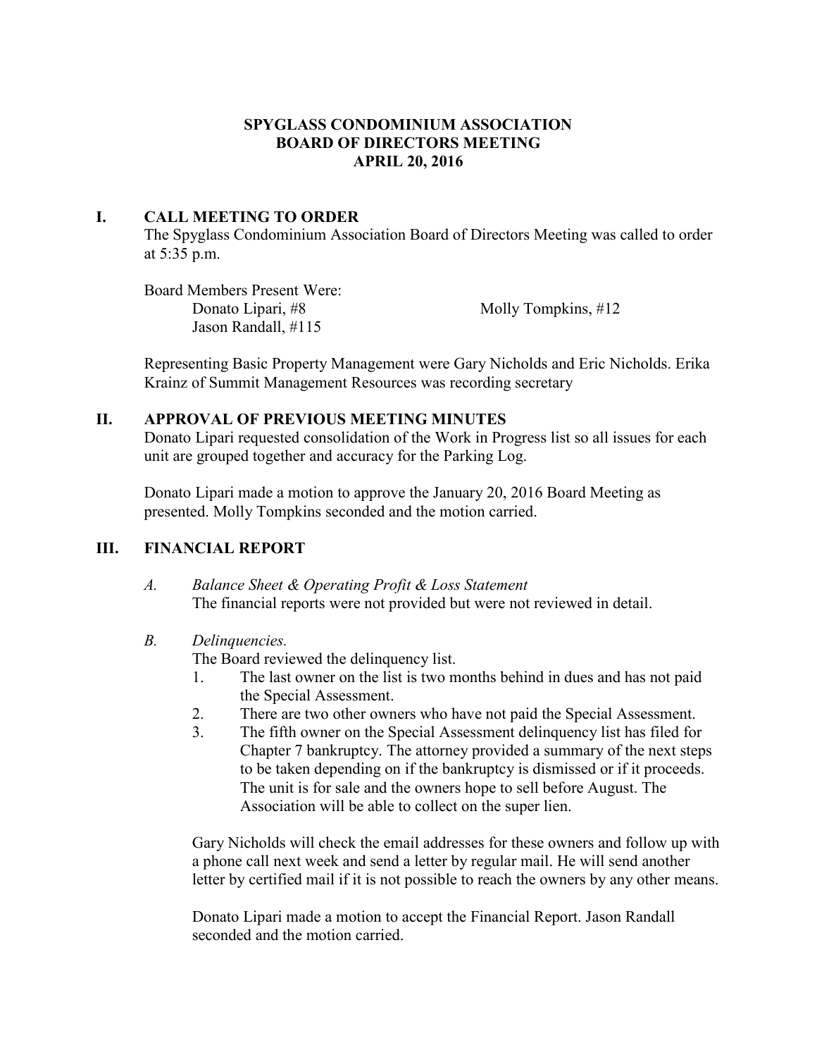# SPYGLASS CONDOMINIUM ASSOCIATION
# BOARD OF DIRECTORS MEETING
# APRIL 20, 2016

## I. CALL MEETING TO ORDER

The Spyglass Condominium Association Board of Directors Meeting was called to order at 5:35 p.m.

Board Members Present Were:

Donato Lipari, #8
Molly Tompkins, #12
Jason Randall, #115

Representing Basic Property Management were Gary Nicholds and Eric Nicholds. Erika Krainz of Summit Management Resources was recording secretary

## II. APPROVAL OF PREVIOUS MEETING MINUTES

Donato Lipari requested consolidation of the Work in Progress list so all issues for each unit are grouped together and accuracy for the Parking Log.

Donato Lipari made a motion to approve the January 20, 2016 Board Meeting as presented. Molly Tompkins seconded and the motion carried.

## III. FINANCIAL REPORT

*A. Balance Sheet & Operating Profit & Loss Statement*

The financial reports were not provided but were not reviewed in detail.

*B. Delinquencies.*

The Board reviewed the delinquency list.

1. The last owner on the list is two months behind in dues and has not paid the Special Assessment.
2. There are two other owners who have not paid the Special Assessment.
3. The fifth owner on the Special Assessment delinquency list has filed for Chapter 7 bankruptcy. The attorney provided a summary of the next steps to be taken depending on if the bankruptcy is dismissed or if it proceeds. The unit is for sale and the owners hope to sell before August. The Association will be able to collect on the super lien.

Gary Nicholds will check the email addresses for these owners and follow up with a phone call next week and send a letter by regular mail. He will send another letter by certified mail if it is not possible to reach the owners by any other means.

Donato Lipari made a motion to accept the Financial Report. Jason Randall seconded and the motion carried.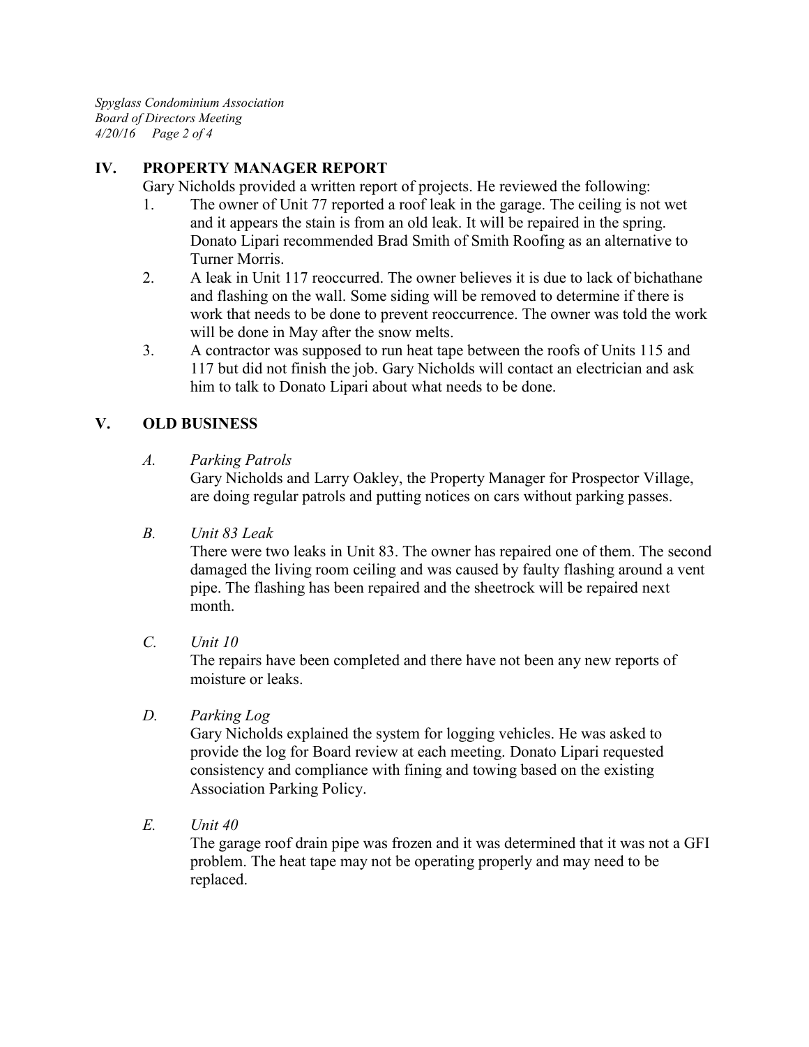## IV. PROPERTY MANAGER REPORT

Gary Nicholds provided a written report of projects. He reviewed the following:

1. The owner of Unit 77 reported a roof leak in the garage. The ceiling is not wet and it appears the stain is from an old leak. It will be repaired in the spring. Donato Lipari recommended Brad Smith of Smith Roofing as an alternative to Turner Morris.
2. A leak in Unit 117 reoccurred. The owner believes it is due to lack of bichathane and flashing on the wall. Some siding will be removed to determine if there is work that needs to be done to prevent reoccurrence. The owner was told the work will be done in May after the snow melts.
3. A contractor was supposed to run heat tape between the roofs of Units 115 and 117 but did not finish the job. Gary Nicholds will contact an electrician and ask him to talk to Donato Lipari about what needs to be done.

## V. OLD BUSINESS

### A. *Parking Patrols*

Gary Nicholds and Larry Oakley, the Property Manager for Prospector Village, are doing regular patrols and putting notices on cars without parking passes.

### B. *Unit 83 Leak*

There were two leaks in Unit 83. The owner has repaired one of them. The second damaged the living room ceiling and was caused by faulty flashing around a vent pipe. The flashing has been repaired and the sheetrock will be repaired next month.

### C. *Unit 10*

The repairs have been completed and there have not been any new reports of moisture or leaks.

### D. *Parking Log*

Gary Nicholds explained the system for logging vehicles. He was asked to provide the log for Board review at each meeting. Donato Lipari requested consistency and compliance with fining and towing based on the existing Association Parking Policy.

### E. *Unit 40*

The garage roof drain pipe was frozen and it was determined that it was not a GFI problem. The heat tape may not be operating properly and may need to be replaced.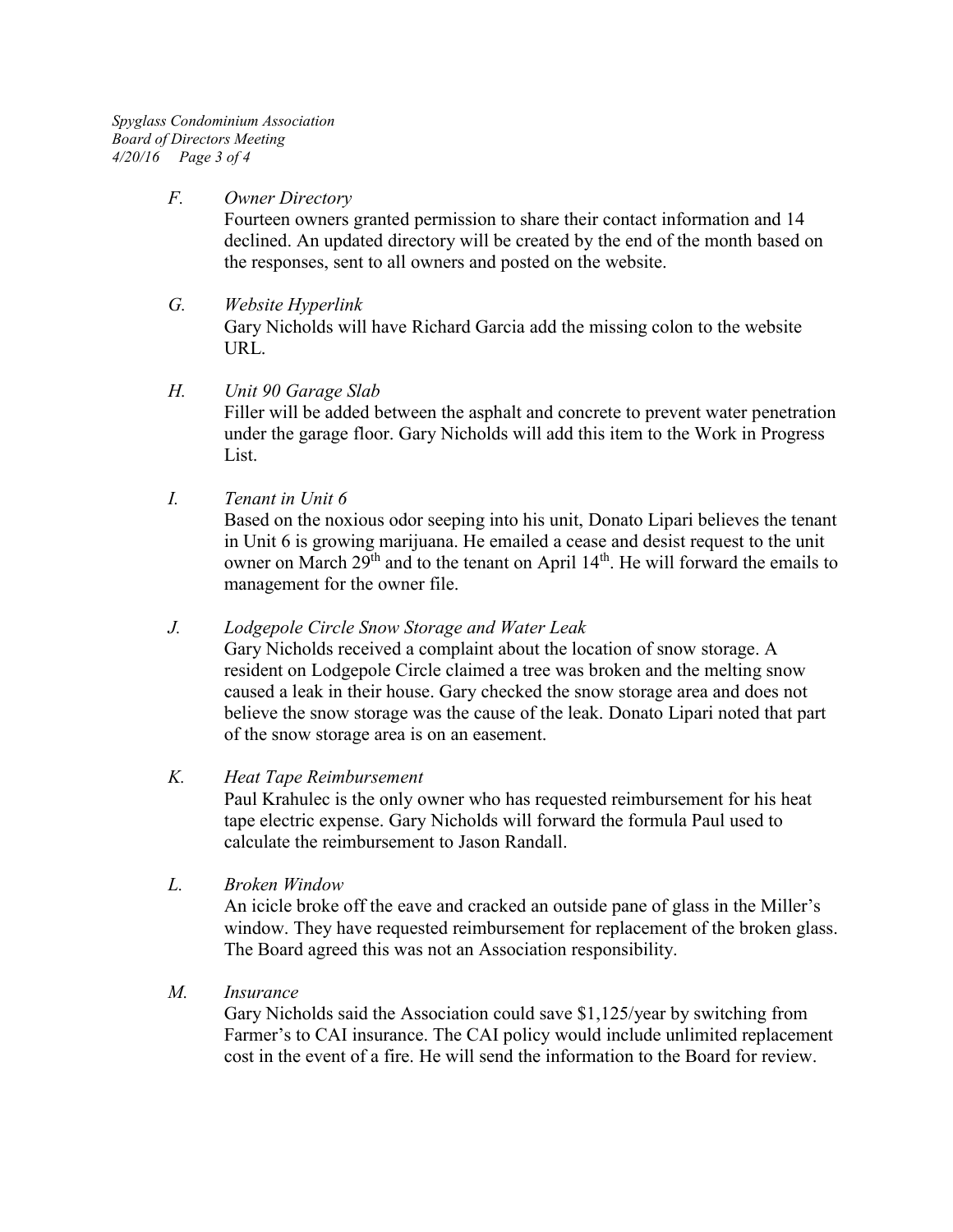*F. Owner Directory*

Fourteen owners granted permission to share their contact information and 14 declined. An updated directory will be created by the end of the month based on the responses, sent to all owners and posted on the website.

*G. Website Hyperlink*

Gary Nicholds will have Richard Garcia add the missing colon to the website URL.

*H. Unit 90 Garage Slab*

Filler will be added between the asphalt and concrete to prevent water penetration under the garage floor. Gary Nicholds will add this item to the Work in Progress List.

*I. Tenant in Unit 6*

Based on the noxious odor seeping into his unit, Donato Lipari believes the tenant in Unit 6 is growing marijuana. He emailed a cease and desist request to the unit owner on March 29th and to the tenant on April 14th. He will forward the emails to management for the owner file.

*J. Lodgepole Circle Snow Storage and Water Leak*

Gary Nicholds received a complaint about the location of snow storage. A resident on Lodgepole Circle claimed a tree was broken and the melting snow caused a leak in their house. Gary checked the snow storage area and does not believe the snow storage was the cause of the leak. Donato Lipari noted that part of the snow storage area is on an easement.

*K. Heat Tape Reimbursement*

Paul Krahulec is the only owner who has requested reimbursement for his heat tape electric expense. Gary Nicholds will forward the formula Paul used to calculate the reimbursement to Jason Randall.

*L. Broken Window*

An icicle broke off the eave and cracked an outside pane of glass in the Miller's window. They have requested reimbursement for replacement of the broken glass. The Board agreed this was not an Association responsibility.

*M. Insurance*

Gary Nicholds said the Association could save $1,125/year by switching from Farmer's to CAI insurance. The CAI policy would include unlimited replacement cost in the event of a fire. He will send the information to the Board for review.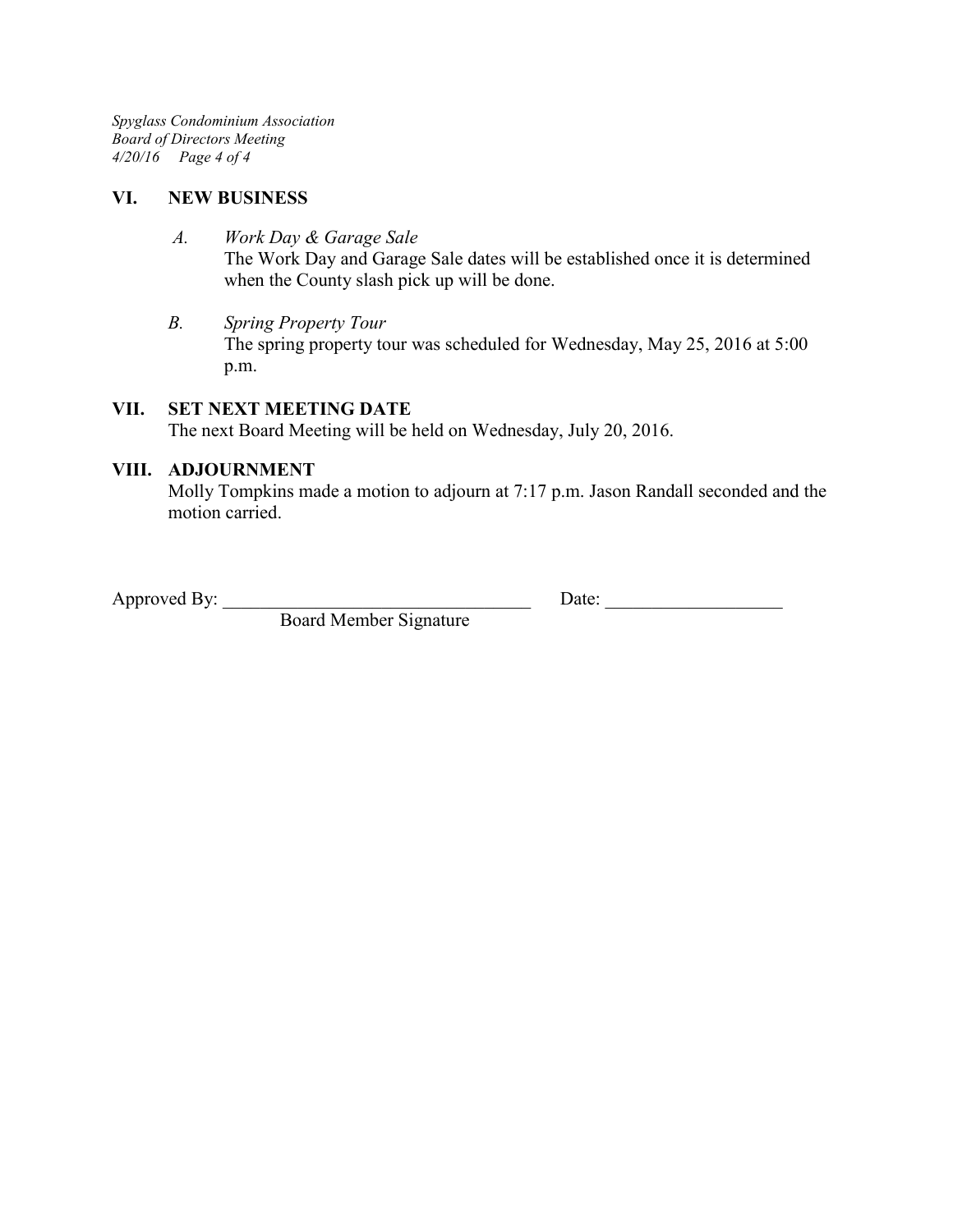## VI. NEW BUSINESS

*A. Work Day & Garage Sale*

The Work Day and Garage Sale dates will be established once it is determined when the County slash pick up will be done.

*B. Spring Property Tour*

The spring property tour was scheduled for Wednesday, May 25, 2016 at 5:00 p.m.

## VII. SET NEXT MEETING DATE

The next Board Meeting will be held on Wednesday, July 20, 2016.

## VIII. ADJOURNMENT

Molly Tompkins made a motion to adjourn at 7:17 p.m. Jason Randall seconded and the motion carried.

Approved By: _________________________________ Date: ___________________

Board Member Signature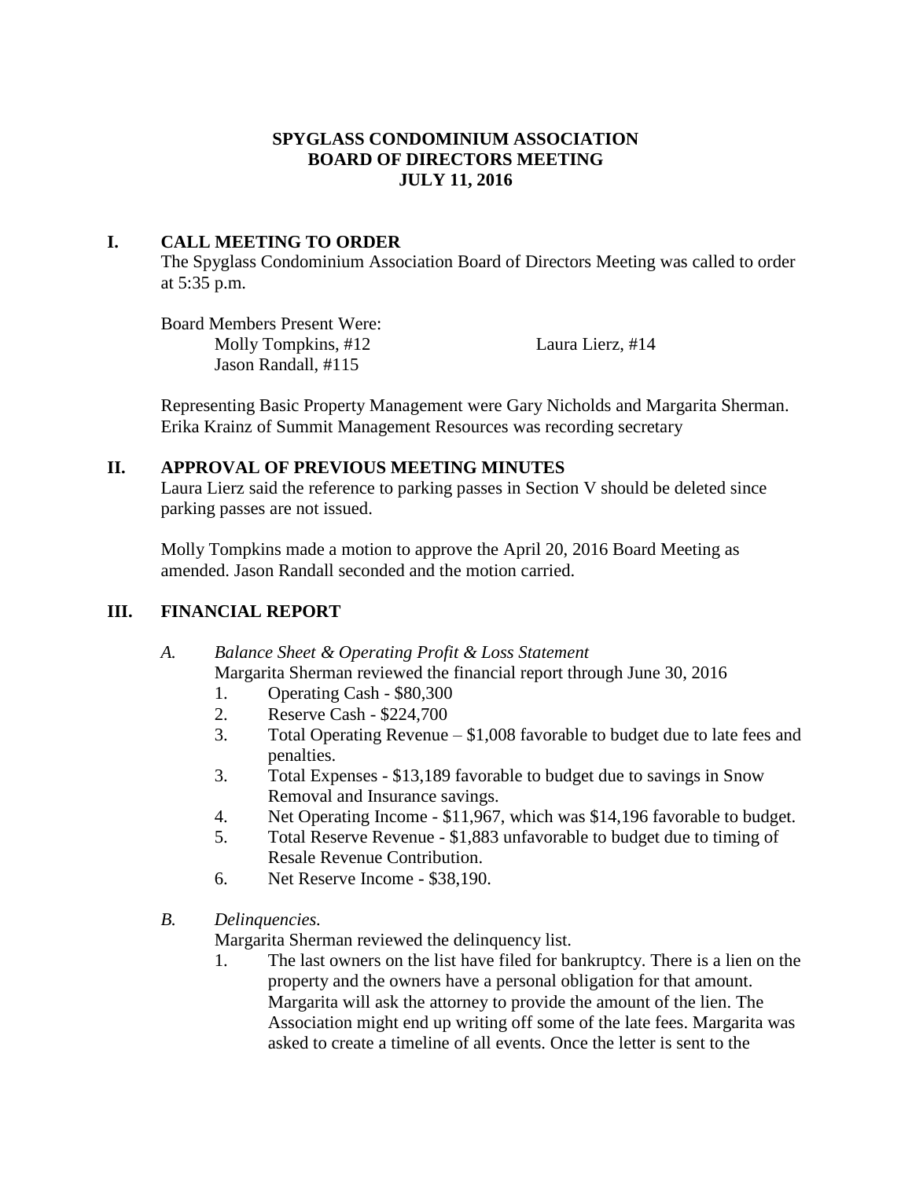**SPYGLASS CONDOMINIUM ASSOCIATION**
**BOARD OF DIRECTORS MEETING**
**JULY 11, 2016**

## I. CALL MEETING TO ORDER

The Spyglass Condominium Association Board of Directors Meeting was called to order at 5:35 p.m.

Board Members Present Were:

Molly Tompkins, #12
Laura Lierz, #14
Jason Randall, #115

Representing Basic Property Management were Gary Nicholds and Margarita Sherman. Erika Krainz of Summit Management Resources was recording secretary

## II. APPROVAL OF PREVIOUS MEETING MINUTES

Laura Lierz said the reference to parking passes in Section V should be deleted since parking passes are not issued.

Molly Tompkins made a motion to approve the April 20, 2016 Board Meeting as amended. Jason Randall seconded and the motion carried.

## III. FINANCIAL REPORT

### *A. Balance Sheet & Operating Profit & Loss Statement*

Margarita Sherman reviewed the financial report through June 30, 2016

1. Operating Cash - $80,300
2. Reserve Cash - $224,700
3. Total Operating Revenue – $1,008 favorable to budget due to late fees and penalties.
3. Total Expenses - $13,189 favorable to budget due to savings in Snow Removal and Insurance savings.
4. Net Operating Income - $11,967, which was $14,196 favorable to budget.
5. Total Reserve Revenue - $1,883 unfavorable to budget due to timing of Resale Revenue Contribution.
6. Net Reserve Income - $38,190.

### *B. Delinquencies.*

Margarita Sherman reviewed the delinquency list.

1. The last owners on the list have filed for bankruptcy. There is a lien on the property and the owners have a personal obligation for that amount. Margarita will ask the attorney to provide the amount of the lien. The Association might end up writing off some of the late fees. Margarita was asked to create a timeline of all events. Once the letter is sent to the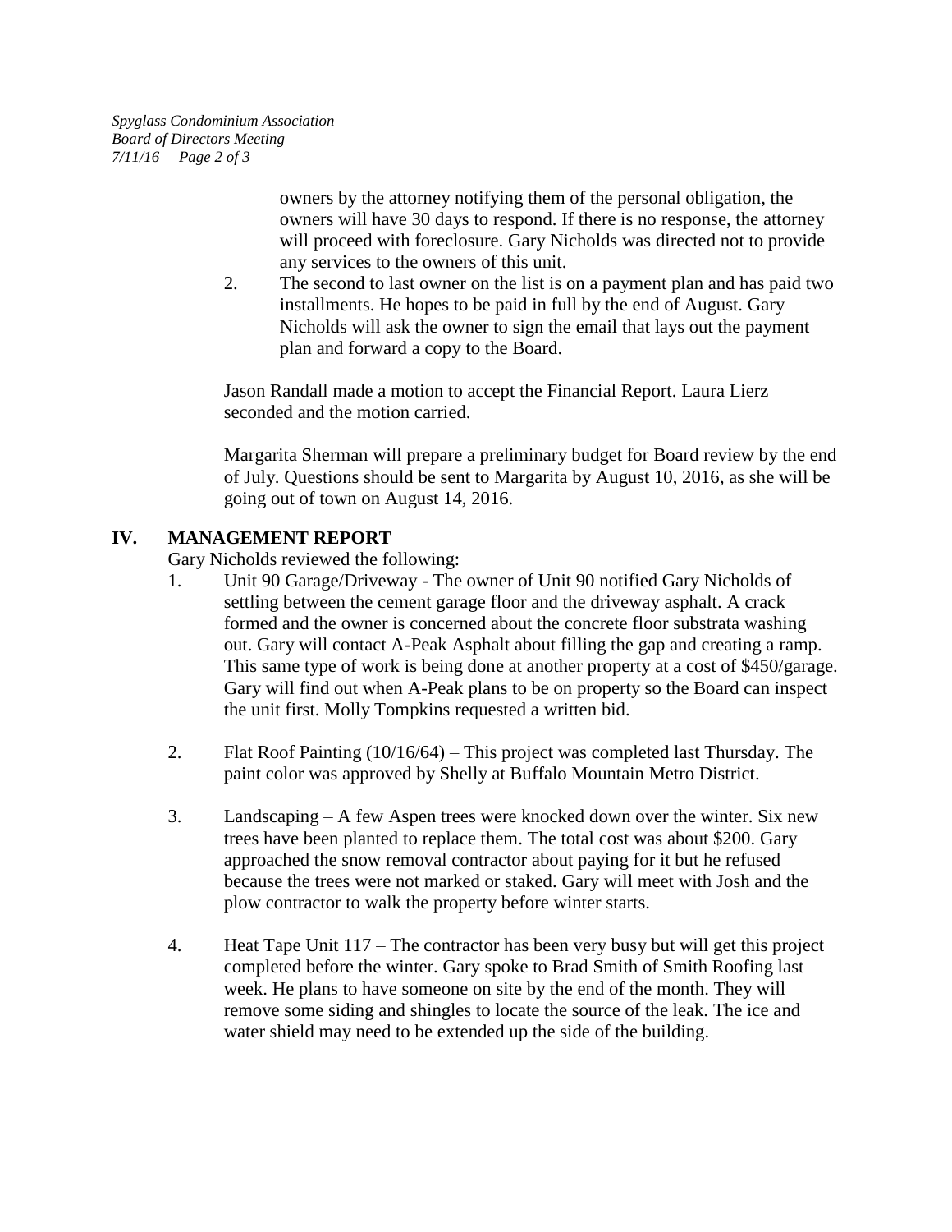owners by the attorney notifying them of the personal obligation, the owners will have 30 days to respond. If there is no response, the attorney will proceed with foreclosure. Gary Nicholds was directed not to provide any services to the owners of this unit.

2. The second to last owner on the list is on a payment plan and has paid two installments. He hopes to be paid in full by the end of August. Gary Nicholds will ask the owner to sign the email that lays out the payment plan and forward a copy to the Board.

Jason Randall made a motion to accept the Financial Report. Laura Lierz seconded and the motion carried.

Margarita Sherman will prepare a preliminary budget for Board review by the end of July. Questions should be sent to Margarita by August 10, 2016, as she will be going out of town on August 14, 2016.

## IV. MANAGEMENT REPORT

Gary Nicholds reviewed the following:

1. Unit 90 Garage/Driveway - The owner of Unit 90 notified Gary Nicholds of settling between the cement garage floor and the driveway asphalt. A crack formed and the owner is concerned about the concrete floor substrata washing out. Gary will contact A-Peak Asphalt about filling the gap and creating a ramp. This same type of work is being done at another property at a cost of $450/garage. Gary will find out when A-Peak plans to be on property so the Board can inspect the unit first. Molly Tompkins requested a written bid.

2. Flat Roof Painting (10/16/64) – This project was completed last Thursday. The paint color was approved by Shelly at Buffalo Mountain Metro District.

3. Landscaping – A few Aspen trees were knocked down over the winter. Six new trees have been planted to replace them. The total cost was about $200. Gary approached the snow removal contractor about paying for it but he refused because the trees were not marked or staked. Gary will meet with Josh and the plow contractor to walk the property before winter starts.

4. Heat Tape Unit 117 – The contractor has been very busy but will get this project completed before the winter. Gary spoke to Brad Smith of Smith Roofing last week. He plans to have someone on site by the end of the month. They will remove some siding and shingles to locate the source of the leak. The ice and water shield may need to be extended up the side of the building.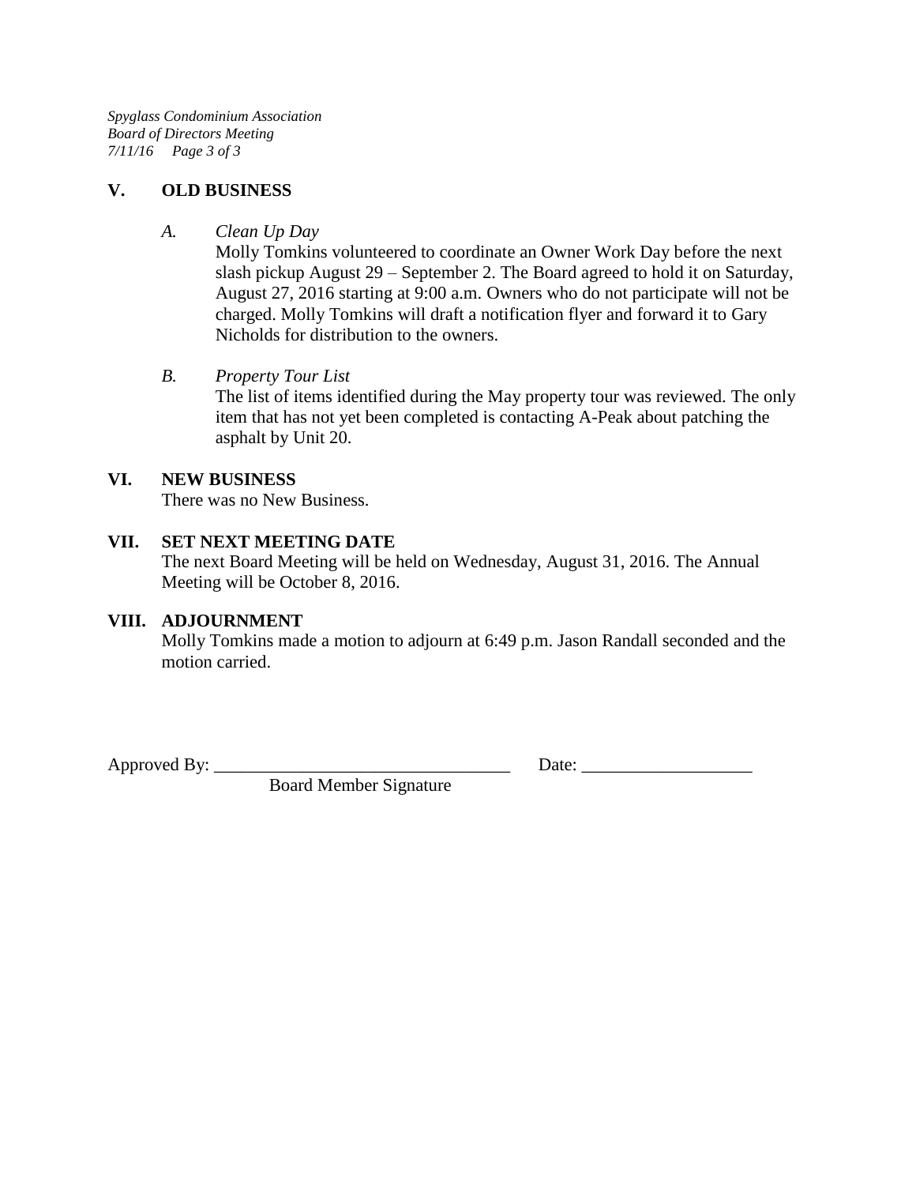## V. OLD BUSINESS

*A. Clean Up Day*

Molly Tomkins volunteered to coordinate an Owner Work Day before the next slash pickup August 29 – September 2. The Board agreed to hold it on Saturday, August 27, 2016 starting at 9:00 a.m. Owners who do not participate will not be charged. Molly Tomkins will draft a notification flyer and forward it to Gary Nicholds for distribution to the owners.

*B. Property Tour List*

The list of items identified during the May property tour was reviewed. The only item that has not yet been completed is contacting A-Peak about patching the asphalt by Unit 20.

## VI. NEW BUSINESS

There was no New Business.

## VII. SET NEXT MEETING DATE

The next Board Meeting will be held on Wednesday, August 31, 2016. The Annual Meeting will be October 8, 2016.

## VIII. ADJOURNMENT

Molly Tomkins made a motion to adjourn at 6:49 p.m. Jason Randall seconded and the motion carried.

Approved By: ________________________________ Date: __________________

Board Member Signature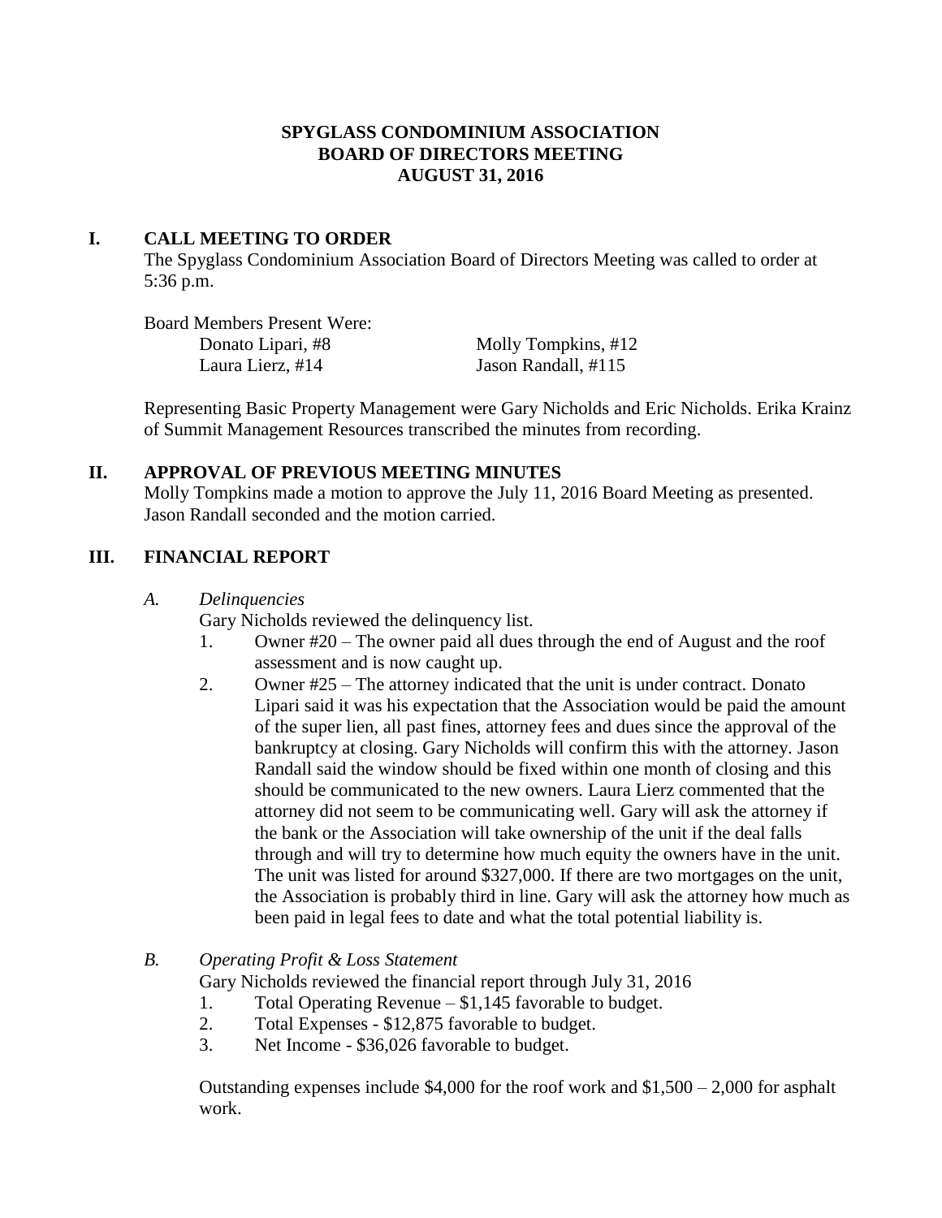**SPYGLASS CONDOMINIUM ASSOCIATION**
**BOARD OF DIRECTORS MEETING**
**AUGUST 31, 2016**

## I. CALL MEETING TO ORDER

The Spyglass Condominium Association Board of Directors Meeting was called to order at 5:36 p.m.

Board Members Present Were:

| | |
|---|---|
| Donato Lipari, #8 | Molly Tompkins, #12 |
| Laura Lierz, #14 | Jason Randall, #115 |

Representing Basic Property Management were Gary Nicholds and Eric Nicholds. Erika Krainz of Summit Management Resources transcribed the minutes from recording.

## II. APPROVAL OF PREVIOUS MEETING MINUTES

Molly Tompkins made a motion to approve the July 11, 2016 Board Meeting as presented. Jason Randall seconded and the motion carried.

## III. FINANCIAL REPORT

### A. *Delinquencies*

Gary Nicholds reviewed the delinquency list.

1. Owner #20 – The owner paid all dues through the end of August and the roof assessment and is now caught up.
2. Owner #25 – The attorney indicated that the unit is under contract. Donato Lipari said it was his expectation that the Association would be paid the amount of the super lien, all past fines, attorney fees and dues since the approval of the bankruptcy at closing. Gary Nicholds will confirm this with the attorney. Jason Randall said the window should be fixed within one month of closing and this should be communicated to the new owners. Laura Lierz commented that the attorney did not seem to be communicating well. Gary will ask the attorney if the bank or the Association will take ownership of the unit if the deal falls through and will try to determine how much equity the owners have in the unit. The unit was listed for around $327,000. If there are two mortgages on the unit, the Association is probably third in line. Gary will ask the attorney how much as been paid in legal fees to date and what the total potential liability is.

### B. *Operating Profit & Loss Statement*

Gary Nicholds reviewed the financial report through July 31, 2016

1. Total Operating Revenue – $1,145 favorable to budget.
2. Total Expenses - $12,875 favorable to budget.
3. Net Income - $36,026 favorable to budget.

Outstanding expenses include $4,000 for the roof work and $1,500 – 2,000 for asphalt work.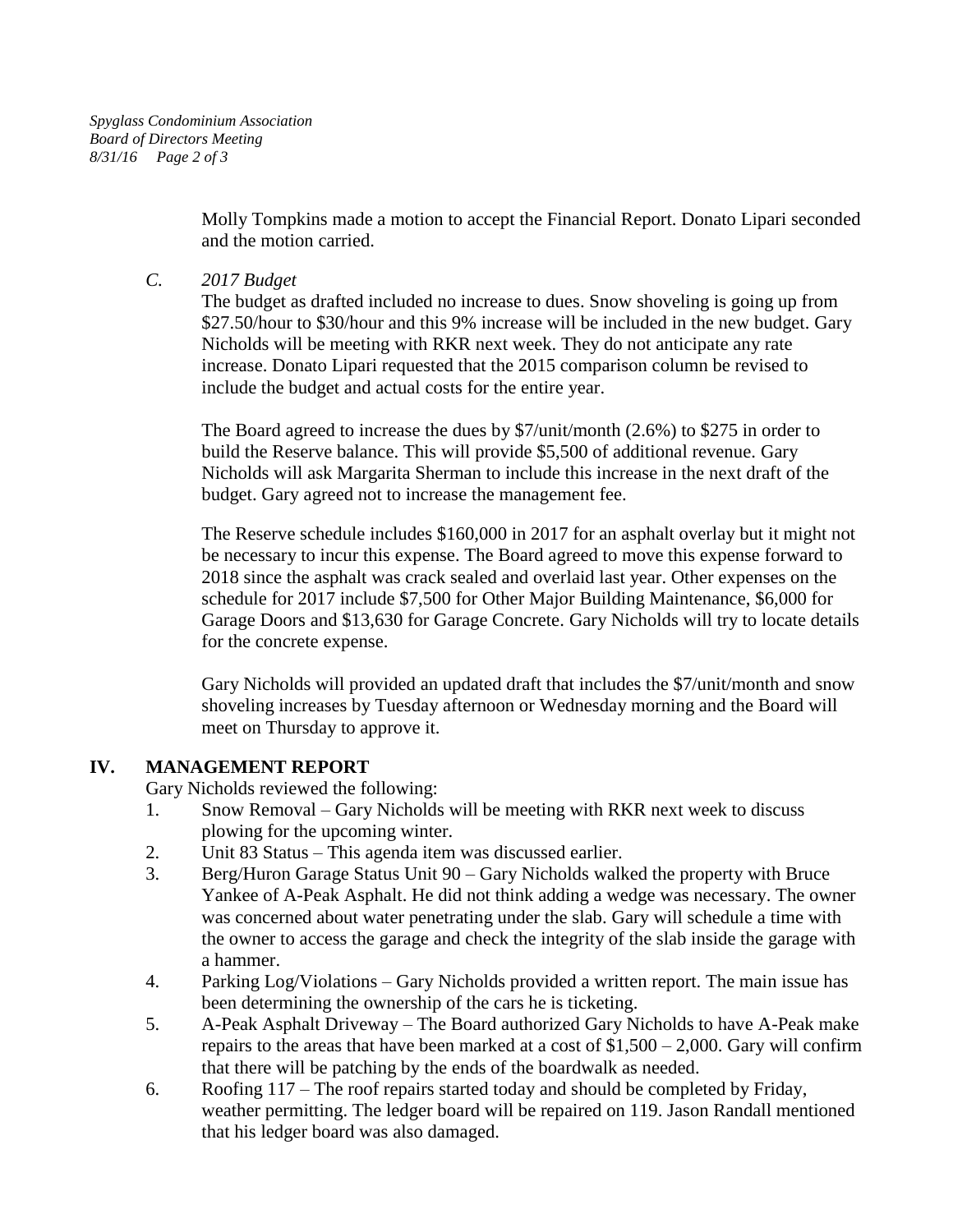Molly Tompkins made a motion to accept the Financial Report. Donato Lipari seconded and the motion carried.

*C. 2017 Budget*

The budget as drafted included no increase to dues. Snow shoveling is going up from \$27.50/hour to \$30/hour and this 9% increase will be included in the new budget. Gary Nicholds will be meeting with RKR next week. They do not anticipate any rate increase. Donato Lipari requested that the 2015 comparison column be revised to include the budget and actual costs for the entire year.

The Board agreed to increase the dues by \$7/unit/month (2.6%) to \$275 in order to build the Reserve balance. This will provide \$5,500 of additional revenue. Gary Nicholds will ask Margarita Sherman to include this increase in the next draft of the budget. Gary agreed not to increase the management fee.

The Reserve schedule includes \$160,000 in 2017 for an asphalt overlay but it might not be necessary to incur this expense. The Board agreed to move this expense forward to 2018 since the asphalt was crack sealed and overlaid last year. Other expenses on the schedule for 2017 include \$7,500 for Other Major Building Maintenance, \$6,000 for Garage Doors and \$13,630 for Garage Concrete. Gary Nicholds will try to locate details for the concrete expense.

Gary Nicholds will provided an updated draft that includes the \$7/unit/month and snow shoveling increases by Tuesday afternoon or Wednesday morning and the Board will meet on Thursday to approve it.

## IV. MANAGEMENT REPORT

Gary Nicholds reviewed the following:

1. Snow Removal – Gary Nicholds will be meeting with RKR next week to discuss plowing for the upcoming winter.
2. Unit 83 Status – This agenda item was discussed earlier.
3. Berg/Huron Garage Status Unit 90 – Gary Nicholds walked the property with Bruce Yankee of A-Peak Asphalt. He did not think adding a wedge was necessary. The owner was concerned about water penetrating under the slab. Gary will schedule a time with the owner to access the garage and check the integrity of the slab inside the garage with a hammer.
4. Parking Log/Violations – Gary Nicholds provided a written report. The main issue has been determining the ownership of the cars he is ticketing.
5. A-Peak Asphalt Driveway – The Board authorized Gary Nicholds to have A-Peak make repairs to the areas that have been marked at a cost of \$1,500 – 2,000. Gary will confirm that there will be patching by the ends of the boardwalk as needed.
6. Roofing 117 – The roof repairs started today and should be completed by Friday, weather permitting. The ledger board will be repaired on 119. Jason Randall mentioned that his ledger board was also damaged.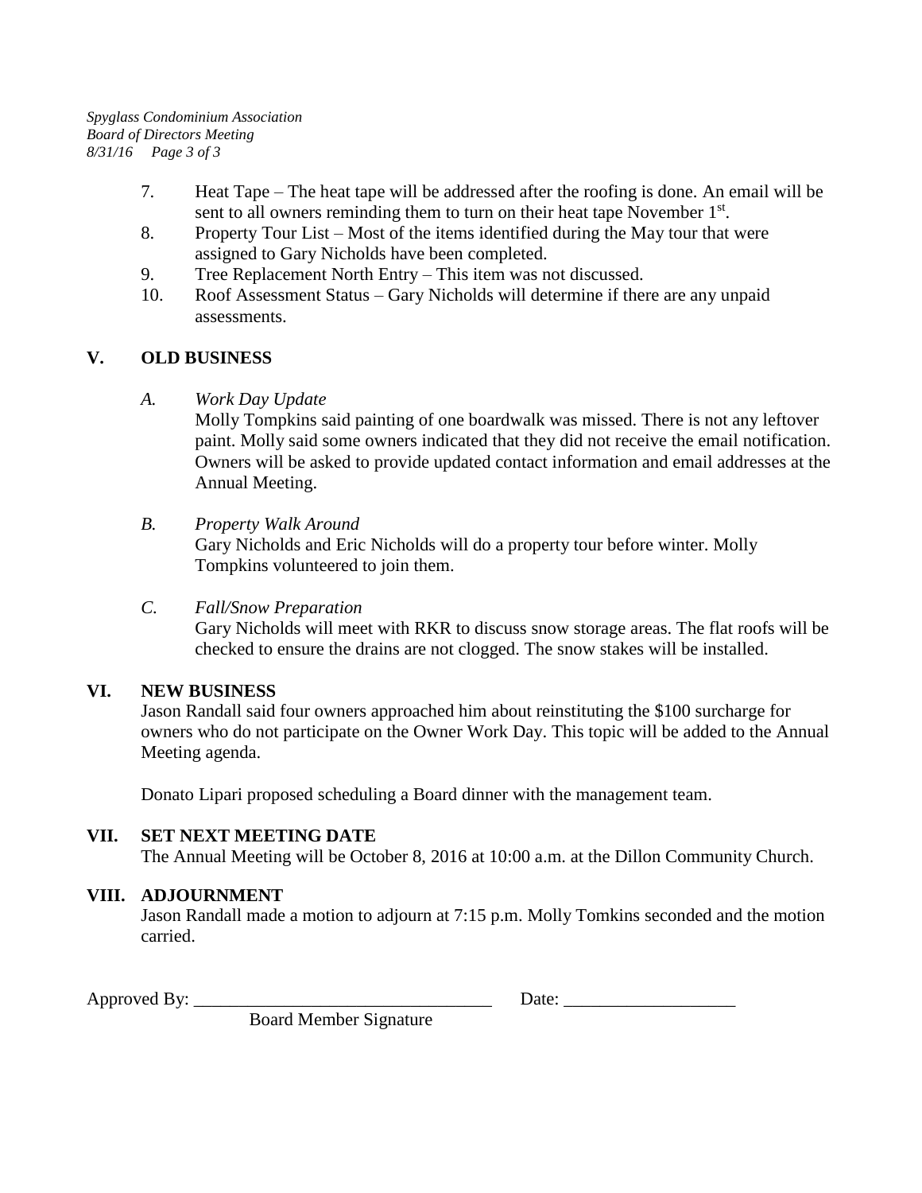7. Heat Tape – The heat tape will be addressed after the roofing is done. An email will be sent to all owners reminding them to turn on their heat tape November 1st.
8. Property Tour List – Most of the items identified during the May tour that were assigned to Gary Nicholds have been completed.
9. Tree Replacement North Entry – This item was not discussed.
10. Roof Assessment Status – Gary Nicholds will determine if there are any unpaid assessments.

## V. OLD BUSINESS

*A. Work Day Update*

Molly Tompkins said painting of one boardwalk was missed. There is not any leftover paint. Molly said some owners indicated that they did not receive the email notification. Owners will be asked to provide updated contact information and email addresses at the Annual Meeting.

*B. Property Walk Around*

Gary Nicholds and Eric Nicholds will do a property tour before winter. Molly Tompkins volunteered to join them.

*C. Fall/Snow Preparation*

Gary Nicholds will meet with RKR to discuss snow storage areas. The flat roofs will be checked to ensure the drains are not clogged. The snow stakes will be installed.

## VI. NEW BUSINESS

Jason Randall said four owners approached him about reinstituting the $100 surcharge for owners who do not participate on the Owner Work Day. This topic will be added to the Annual Meeting agenda.

Donato Lipari proposed scheduling a Board dinner with the management team.

## VII. SET NEXT MEETING DATE

The Annual Meeting will be October 8, 2016 at 10:00 a.m. at the Dillon Community Church.

## VIII. ADJOURNMENT

Jason Randall made a motion to adjourn at 7:15 p.m. Molly Tomkins seconded and the motion carried.

Approved By: ________________________________ Date: __________________

Board Member Signature